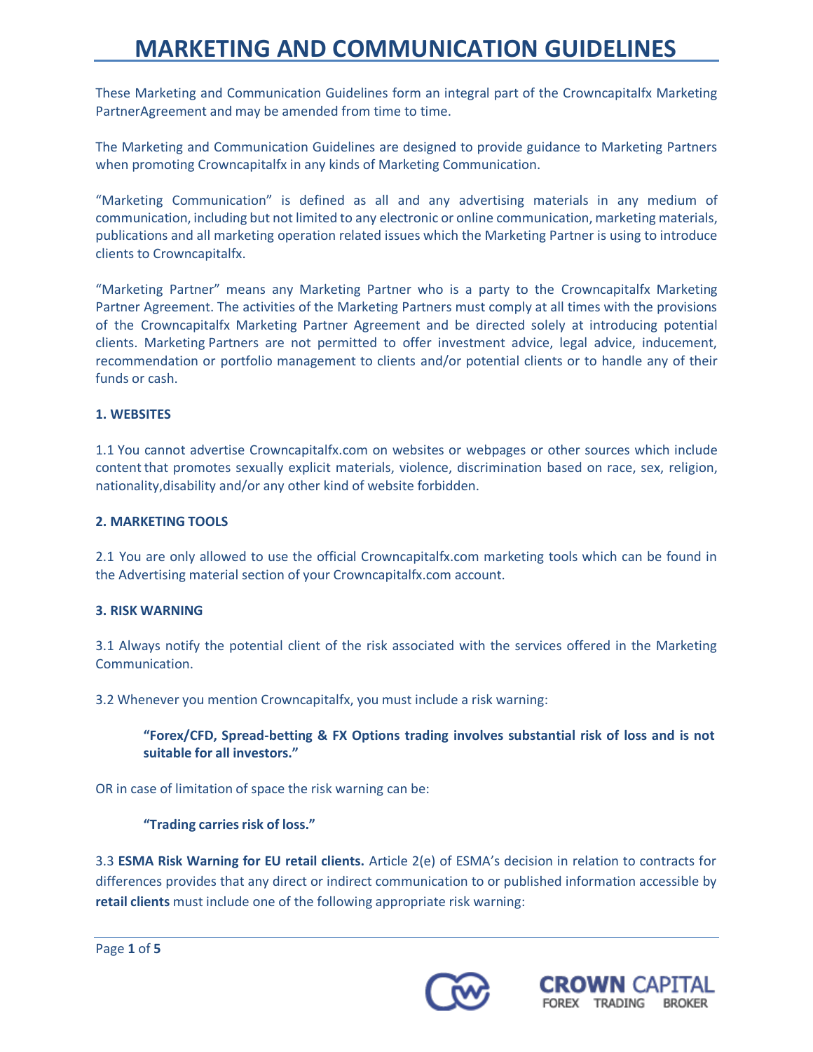# MARKETING AND COMMUNICATION GUIDELINES

These Marketing and Communication Guidelines form an integral part of the Crowncapitalfx Marketing PartnerAgreement and may be amended from time to time.

The Marketing and Communication Guidelines are designed to provide guidance to Marketing Partners when promoting Crowncapitalfx in any kinds of Marketing Communication.

"Marketing Communication" is defined as all and any advertising materials in any medium of communication, including but not limited to any electronic or online communication, marketing materials, publications and all marketing operation related issues which the Marketing Partner is using to introduce clients to Crowncapitalfx.

"Marketing Partner" means any Marketing Partner who is a party to the Crowncapitalfx Marketing Partner Agreement. The activities of the Marketing Partners must comply at all times with the provisions of the Crowncapitalfx Marketing Partner Agreement and be directed solely at introducing potential clients. Marketing Partners are not permitted to offer investment advice, legal advice, inducement, recommendation or portfolio management to clients and/or potential clients or to handle any of their funds or cash.

**1. WEBSITES**

1.1 You cannot advertise Crowncapitalfx.com on websites or webpages or other sources which include content that promotes sexually explicit materials, violence, discrimination based on race, sex, religion, nationality,disability and/or any other kind of website forbidden.

**2. MARKETING TOOLS**

2.1 You are only allowed to use the official Crowncapitalfx.com marketing tools which can be found in the Advertising material section of your Crowncapitalfx.com account.

**3. RISK WARNING**

3.1 Always notify the potential client of the risk associated with the services offered in the Marketing Communication.

3.2 Whenever you mention Crowncapitalfx, you must include a risk warning:

> **"Forex/CFD, Spread-betting & FX Options trading involves substantial risk of loss and is not suitable for all investors."**

OR in case of limitation of space the risk warning can be:

> **"Trading carries risk of loss."**

3.3 **ESMA Risk Warning for EU retail clients.** Article 2(e) of ESMA's decision in relation to contracts for differences provides that any direct or indirect communication to or published information accessible by **retail clients** must include one of the following appropriate risk warning: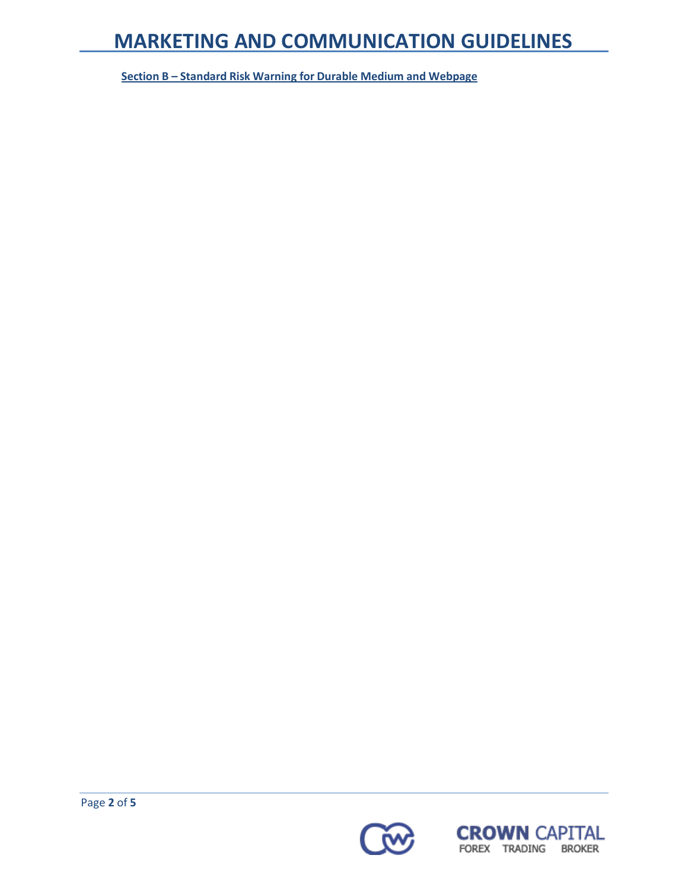**Section B – Standard Risk Warning for Durable Medium and Webpage**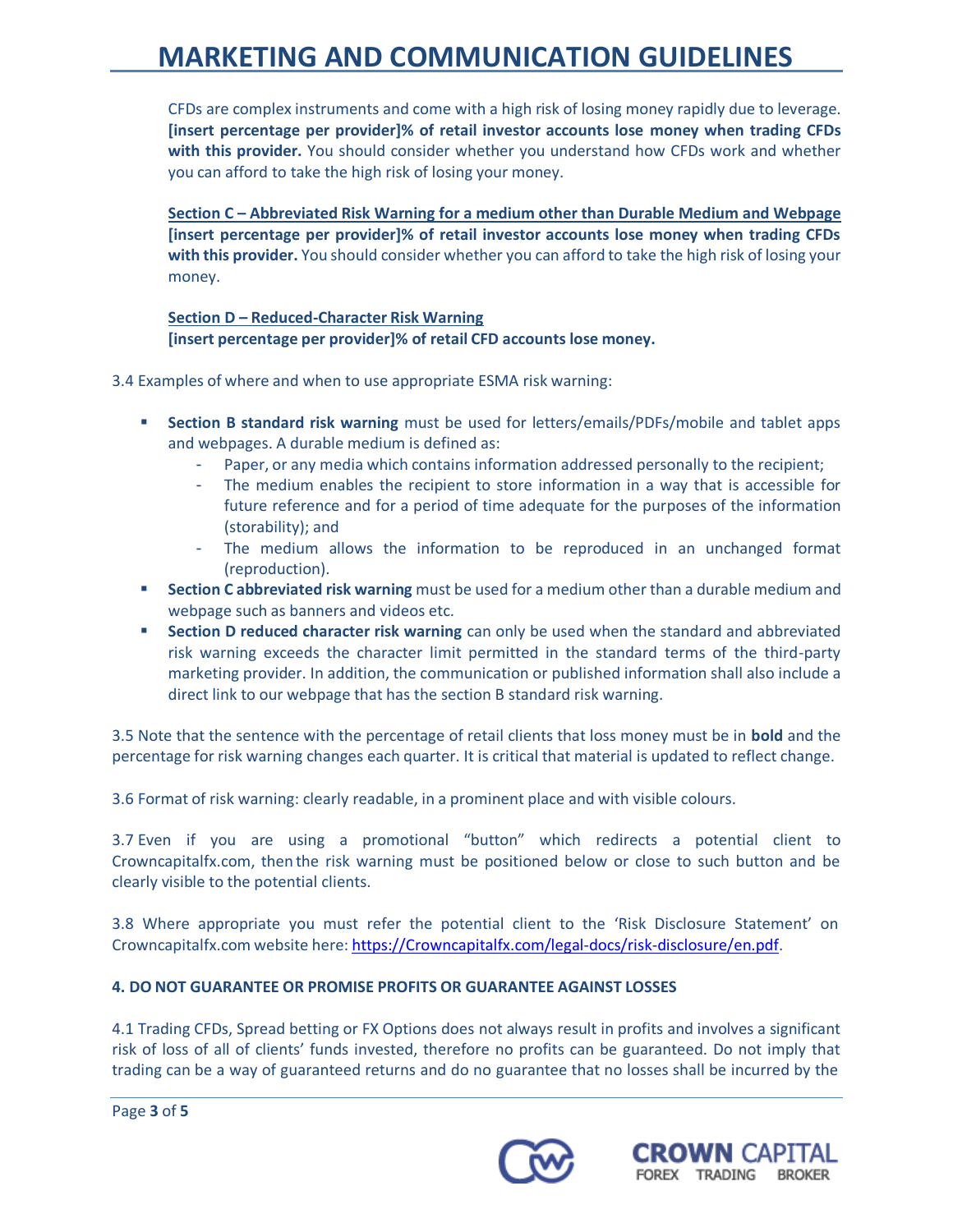CFDs are complex instruments and come with a high risk of losing money rapidly due to leverage. **[insert percentage per provider]% of retail investor accounts lose money when trading CFDs with this provider.** You should consider whether you understand how CFDs work and whether you can afford to take the high risk of losing your money.

**Section C – Abbreviated Risk Warning for a medium other than Durable Medium and Webpage**
**[insert percentage per provider]% of retail investor accounts lose money when trading CFDs with this provider.** You should consider whether you can afford to take the high risk of losing your money.

**Section D – Reduced-Character Risk Warning**
**[insert percentage per provider]% of retail CFD accounts lose money.**

3.4 Examples of where and when to use appropriate ESMA risk warning:

- **Section B standard risk warning** must be used for letters/emails/PDFs/mobile and tablet apps and webpages. A durable medium is defined as:
  - Paper, or any media which contains information addressed personally to the recipient;
  - The medium enables the recipient to store information in a way that is accessible for future reference and for a period of time adequate for the purposes of the information (storability); and
  - The medium allows the information to be reproduced in an unchanged format (reproduction).
- **Section C abbreviated risk warning** must be used for a medium other than a durable medium and webpage such as banners and videos etc.
- **Section D reduced character risk warning** can only be used when the standard and abbreviated risk warning exceeds the character limit permitted in the standard terms of the third-party marketing provider. In addition, the communication or published information shall also include a direct link to our webpage that has the section B standard risk warning.

3.5 Note that the sentence with the percentage of retail clients that loss money must be in **bold** and the percentage for risk warning changes each quarter. It is critical that material is updated to reflect change.

3.6 Format of risk warning: clearly readable, in a prominent place and with visible colours.

3.7 Even if you are using a promotional "button" which redirects a potential client to Crowncapitalfx.com, then the risk warning must be positioned below or close to such button and be clearly visible to the potential clients.

3.8 Where appropriate you must refer the potential client to the 'Risk Disclosure Statement' on Crowncapitalfx.com website here: https://Crowncapitalfx.com/legal-docs/risk-disclosure/en.pdf.

**4. DO NOT GUARANTEE OR PROMISE PROFITS OR GUARANTEE AGAINST LOSSES**

4.1 Trading CFDs, Spread betting or FX Options does not always result in profits and involves a significant risk of loss of all of clients' funds invested, therefore no profits can be guaranteed. Do not imply that trading can be a way of guaranteed returns and do no guarantee that no losses shall be incurred by the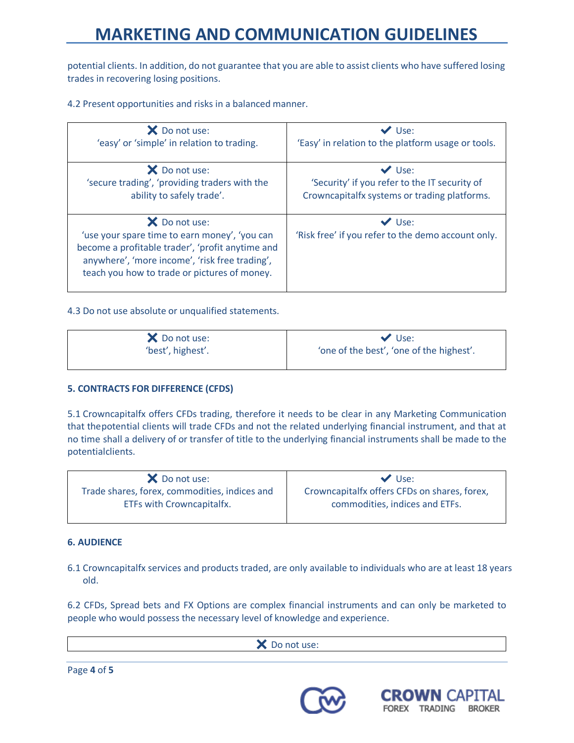potential clients. In addition, do not guarantee that you are able to assist clients who have suffered losing trades in recovering losing positions.

4.2 Present opportunities and risks in a balanced manner.

| ✗ Do not use: | ✔ Use: |
|---|---|
| 'easy' or 'simple' in relation to trading. | 'Easy' in relation to the platform usage or tools. |
| ✗ Do not use: 'secure trading', 'providing traders with the ability to safely trade'. | ✔ Use: 'Security' if you refer to the IT security of Crowncapitalfx systems or trading platforms. |
| ✗ Do not use: 'use your spare time to earn money', 'you can become a profitable trader', 'profit anytime and anywhere', 'more income', 'risk free trading', teach you how to trade or pictures of money. | ✔ Use: 'Risk free' if you refer to the demo account only. |

4.3 Do not use absolute or unqualified statements.

| ✗ Do not use: | ✔ Use: |
|---|---|
| 'best', highest'. | 'one of the best', 'one of the highest'. |

**5. CONTRACTS FOR DIFFERENCE (CFDS)**

5.1 Crowncapitalfx offers CFDs trading, therefore it needs to be clear in any Marketing Communication that thepotential clients will trade CFDs and not the related underlying financial instrument, and that at no time shall a delivery of or transfer of title to the underlying financial instruments shall be made to the potentialclients.

| ✗ Do not use: | ✔ Use: |
|---|---|
| Trade shares, forex, commodities, indices and ETFs with Crowncapitalfx. | Crowncapitalfx offers CFDs on shares, forex, commodities, indices and ETFs. |

**6. AUDIENCE**

6.1 Crowncapitalfx services and products traded, are only available to individuals who are at least 18 years old.

6.2 CFDs, Spread bets and FX Options are complex financial instruments and can only be marketed to people who would possess the necessary level of knowledge and experience.

| ✗ Do not use: |
|---|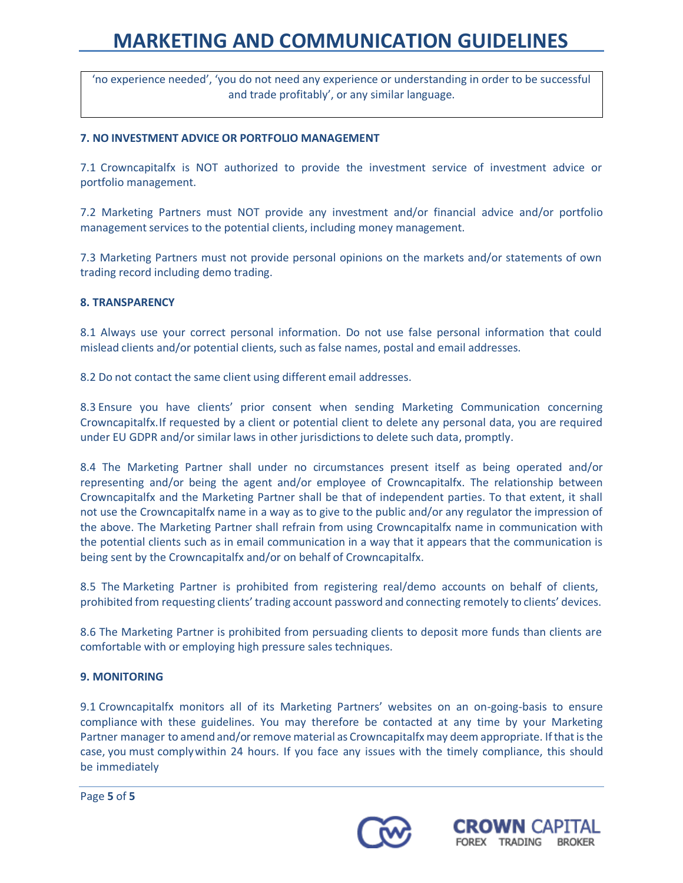‘no experience needed’, ‘you do not need any experience or understanding in order to be successful and trade profitably’, or any similar language.

**7. NO INVESTMENT ADVICE OR PORTFOLIO MANAGEMENT**

7.1 Crowncapitalfx is NOT authorized to provide the investment service of investment advice or portfolio management.

7.2 Marketing Partners must NOT provide any investment and/or financial advice and/or portfolio management services to the potential clients, including money management.

7.3 Marketing Partners must not provide personal opinions on the markets and/or statements of own trading record including demo trading.

**8. TRANSPARENCY**

8.1 Always use your correct personal information. Do not use false personal information that could mislead clients and/or potential clients, such as false names, postal and email addresses.

8.2 Do not contact the same client using different email addresses.

8.3 Ensure you have clients’ prior consent when sending Marketing Communication concerning Crowncapitalfx. If requested by a client or potential client to delete any personal data, you are required under EU GDPR and/or similar laws in other jurisdictions to delete such data, promptly.

8.4 The Marketing Partner shall under no circumstances present itself as being operated and/or representing and/or being the agent and/or employee of Crowncapitalfx. The relationship between Crowncapitalfx and the Marketing Partner shall be that of independent parties. To that extent, it shall not use the Crowncapitalfx name in a way as to give to the public and/or any regulator the impression of the above. The Marketing Partner shall refrain from using Crowncapitalfx name in communication with the potential clients such as in email communication in a way that it appears that the communication is being sent by the Crowncapitalfx and/or on behalf of Crowncapitalfx.

8.5 The Marketing Partner is prohibited from registering real/demo accounts on behalf of clients, prohibited from requesting clients’ trading account password and connecting remotely to clients’ devices.

8.6 The Marketing Partner is prohibited from persuading clients to deposit more funds than clients are comfortable with or employing high pressure sales techniques.

**9. MONITORING**

9.1 Crowncapitalfx monitors all of its Marketing Partners’ websites on an on-going-basis to ensure compliance with these guidelines. You may therefore be contacted at any time by your Marketing Partner manager to amend and/or remove material as Crowncapitalfx may deem appropriate. If that is the case, you must comply within 24 hours. If you face any issues with the timely compliance, this should be immediately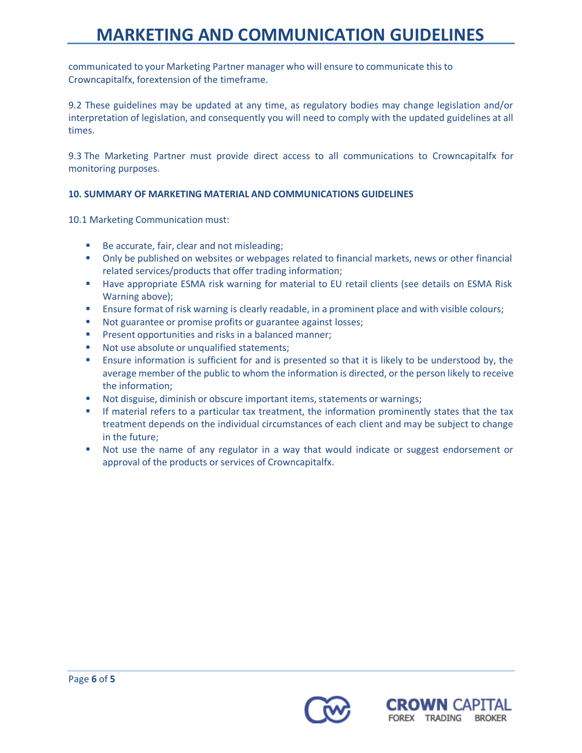communicated to your Marketing Partner manager who will ensure to communicate this to Crowncapitalfx, forextension of the timeframe.

9.2 These guidelines may be updated at any time, as regulatory bodies may change legislation and/or interpretation of legislation, and consequently you will need to comply with the updated guidelines at all times.

9.3 The Marketing Partner must provide direct access to all communications to Crowncapitalfx for monitoring purposes.

**10. SUMMARY OF MARKETING MATERIAL AND COMMUNICATIONS GUIDELINES**

10.1 Marketing Communication must:

- Be accurate, fair, clear and not misleading;
- Only be published on websites or webpages related to financial markets, news or other financial related services/products that offer trading information;
- Have appropriate ESMA risk warning for material to EU retail clients (see details on ESMA Risk Warning above);
- Ensure format of risk warning is clearly readable, in a prominent place and with visible colours;
- Not guarantee or promise profits or guarantee against losses;
- Present opportunities and risks in a balanced manner;
- Not use absolute or unqualified statements;
- Ensure information is sufficient for and is presented so that it is likely to be understood by, the average member of the public to whom the information is directed, or the person likely to receive the information;
- Not disguise, diminish or obscure important items, statements or warnings;
- If material refers to a particular tax treatment, the information prominently states that the tax treatment depends on the individual circumstances of each client and may be subject to change in the future;
- Not use the name of any regulator in a way that would indicate or suggest endorsement or approval of the products or services of Crowncapitalfx.